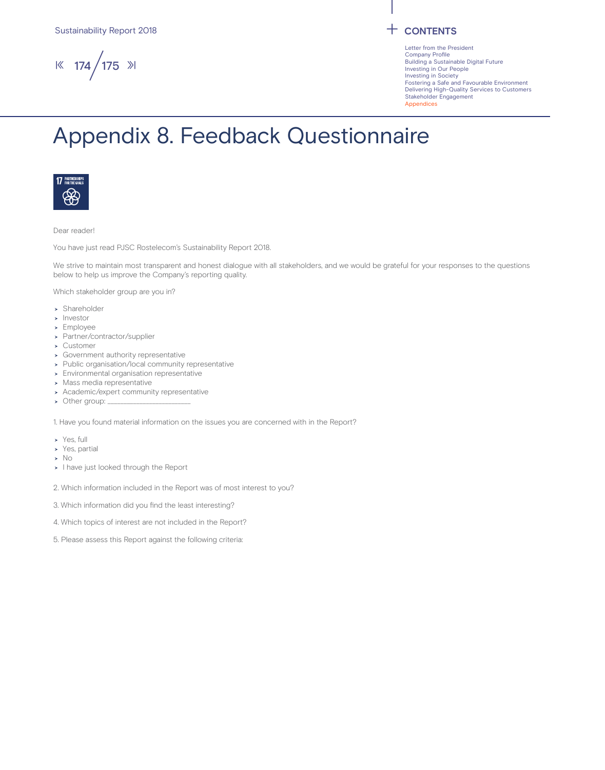# Appendix 8. Feedback Questionnaire

Dear reader!

You have just read PJSC Rostelecom's Sustainability Report 2018.

We strive to maintain most transparent and honest dialogue with all stakeholders, and we would be grateful for your responses to the questions below to help us improve the Company's reporting quality.

Which stakeholder group are you in?

- Shareholder
- Investor
- Employee
- Partner/contractor/supplier
- Customer
- Government authority representative
- Public organisation/local community representative
- Environmental organisation representative
- Mass media representative
- Academic/expert community representative
- Other group: ______________________

1. Have you found material information on the issues you are concerned with in the Report?

- Yes, full
- Yes, partial
- No
- I have just looked through the Report

2. Which information included in the Report was of most interest to you?

3. Which information did you find the least interesting?

4. Which topics of interest are not included in the Report?

5. Please assess this Report against the following criteria: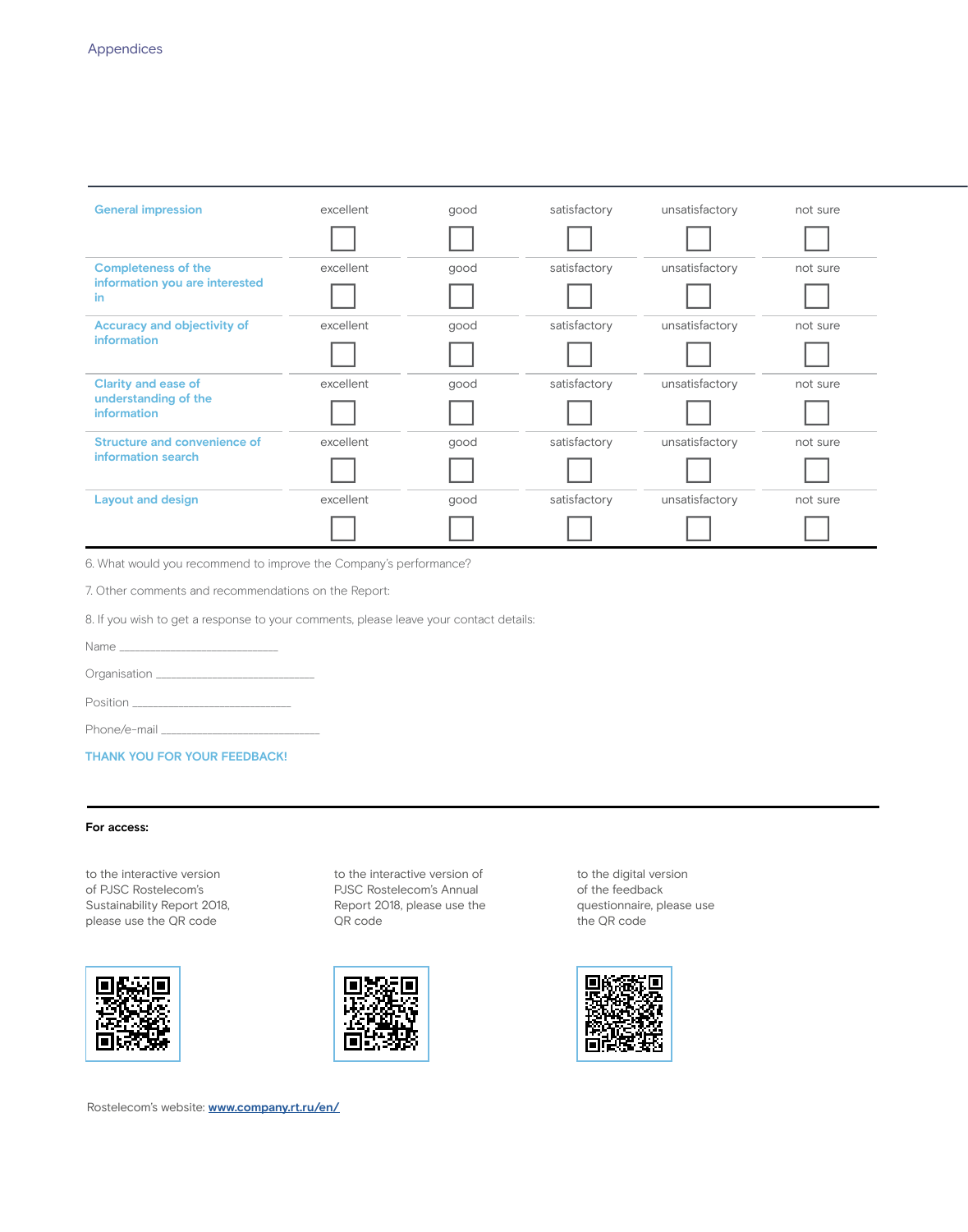| | | | | | |
|---|---|---|---|---|---|
| **General impression** | excellent ☐ | good ☐ | satisfactory ☐ | unsatisfactory ☐ | not sure ☐ |
| **Completeness of the information you are interested in** | excellent ☐ | good ☐ | satisfactory ☐ | unsatisfactory ☐ | not sure ☐ |
| **Accuracy and objectivity of information** | excellent ☐ | good ☐ | satisfactory ☐ | unsatisfactory ☐ | not sure ☐ |
| **Clarity and ease of understanding of the information** | excellent ☐ | good ☐ | satisfactory ☐ | unsatisfactory ☐ | not sure ☐ |
| **Structure and convenience of information search** | excellent ☐ | good ☐ | satisfactory ☐ | unsatisfactory ☐ | not sure ☐ |
| **Layout and design** | excellent ☐ | good ☐ | satisfactory ☐ | unsatisfactory ☐ | not sure ☐ |

6. What would you recommend to improve the Company's performance?

7. Other comments and recommendations on the Report:

8. If you wish to get a response to your comments, please leave your contact details:

Name ___________________________

Organisation ___________________________

Position ___________________________

Phone/e-mail ___________________________

**THANK YOU FOR YOUR FEEDBACK!**

**For access:**

to the interactive version of PJSC Rostelecom's Sustainability Report 2018, please use the QR code

to the interactive version of PJSC Rostelecom's Annual Report 2018, please use the QR code

to the digital version of the feedback questionnaire, please use the QR code

Rostelecom's website: [www.company.rt.ru/en/](www.company.rt.ru/en/)